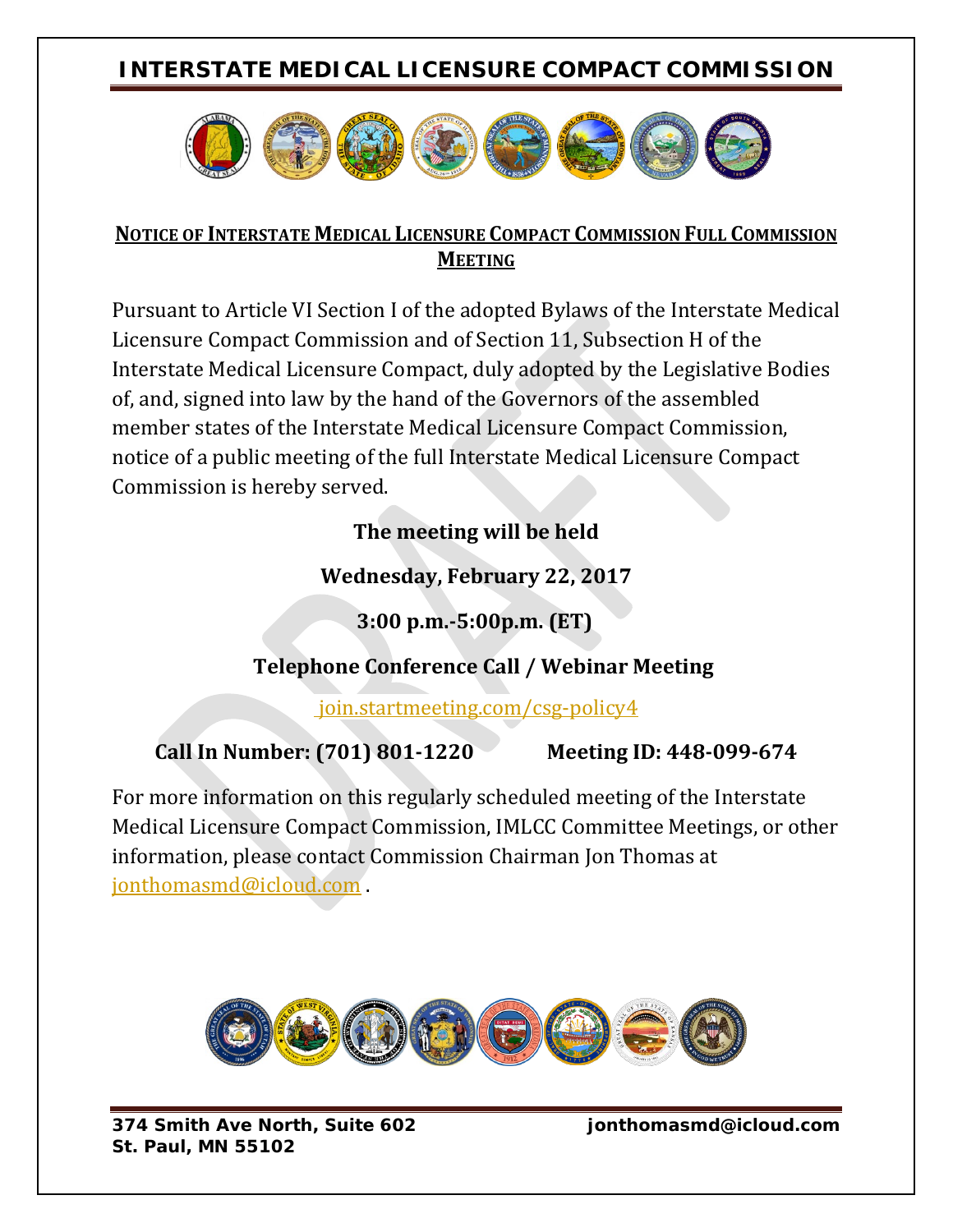# INTERSTATE MEDICAL LICENSURE COMPACT COMMISSION

## NOTICE OF INTERSTATE MEDICAL LICENSURE COMPACT COMMISSION FULL COMMISSION MEETING

Pursuant to Article VI Section I of the adopted Bylaws of the Interstate Medical Licensure Compact Commission and of Section 11, Subsection H of the Interstate Medical Licensure Compact, duly adopted by the Legislative Bodies of, and, signed into law by the hand of the Governors of the assembled member states of the Interstate Medical Licensure Compact Commission, notice of a public meeting of the full Interstate Medical Licensure Compact Commission is hereby served.

**The meeting will be held**

**Wednesday, February 22, 2017**

**3:00 p.m.-5:00p.m. (ET)**

**Telephone Conference Call / Webinar Meeting**

join.startmeeting.com/csg-policy4

**Call In Number: (701) 801-1220** **Meeting ID: 448-099-674**

For more information on this regularly scheduled meeting of the Interstate Medical Licensure Compact Commission, IMLCC Committee Meetings, or other information, please contact Commission Chairman Jon Thomas at jonthomasmd@icloud.com .

**374 Smith Ave North, Suite 602**
**St. Paul, MN 55102**
**jonthomasmd@icloud.com**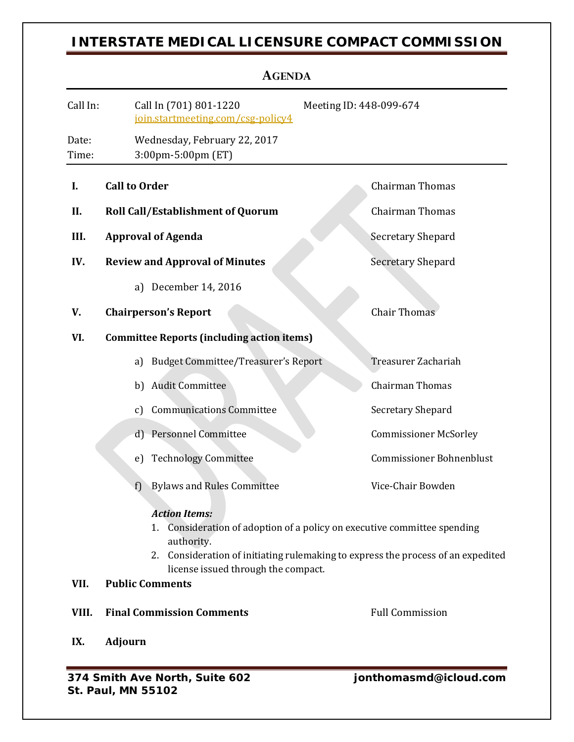# INTERSTATE MEDICAL LICENSURE COMPACT COMMISSION

## AGENDA

| | | |
|---|---|---|
| Call In: | Call In (701) 801-1220<br>join.startmeeting.com/csg-policy4 | Meeting ID: 448-099-674 |
| Date: | Wednesday, February 22, 2017 | |
| Time: | 3:00pm-5:00pm (ET) | |

**I. Call to Order** — Chairman Thomas

**II. Roll Call/Establishment of Quorum** — Chairman Thomas

**III. Approval of Agenda** — Secretary Shepard

**IV. Review and Approval of Minutes** — Secretary Shepard

a) December 14, 2016

**V. Chairperson's Report** — Chair Thomas

**VI. Committee Reports (including action items)**

a) Budget Committee/Treasurer's Report — Treasurer Zachariah

b) Audit Committee — Chairman Thomas

c) Communications Committee — Secretary Shepard

d) Personnel Committee — Commissioner McSorley

e) Technology Committee — Commissioner Bohnenblust

f) Bylaws and Rules Committee — Vice-Chair Bowden

***Action Items:***

1. Consideration of adoption of a policy on executive committee spending authority.
2. Consideration of initiating rulemaking to express the process of an expedited license issued through the compact.

**VII. Public Comments**

**VIII. Final Commission Comments** — Full Commission

**IX. Adjourn**

374 Smith Ave North, Suite 602
St. Paul, MN 55102

jonthomasmd@icloud.com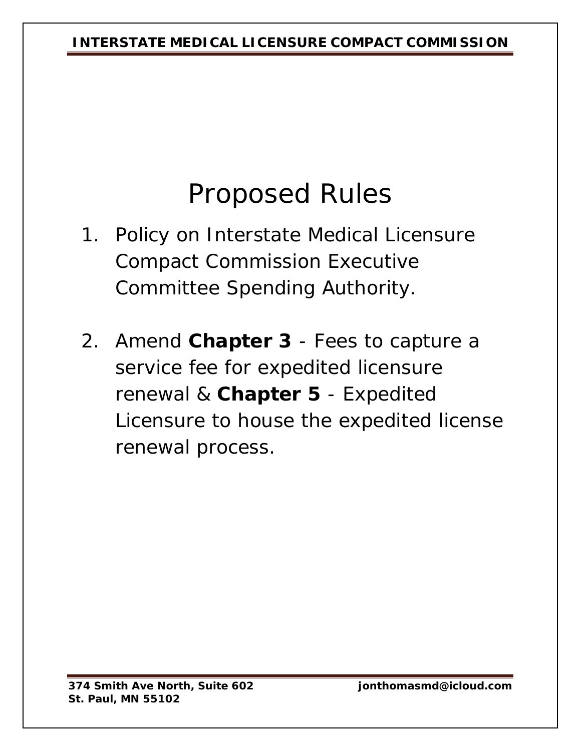# Proposed Rules

1. Policy on Interstate Medical Licensure Compact Commission Executive Committee Spending Authority.

2. Amend **Chapter 3** - Fees to capture a service fee for expedited licensure renewal & **Chapter 5** - Expedited Licensure to house the expedited license renewal process.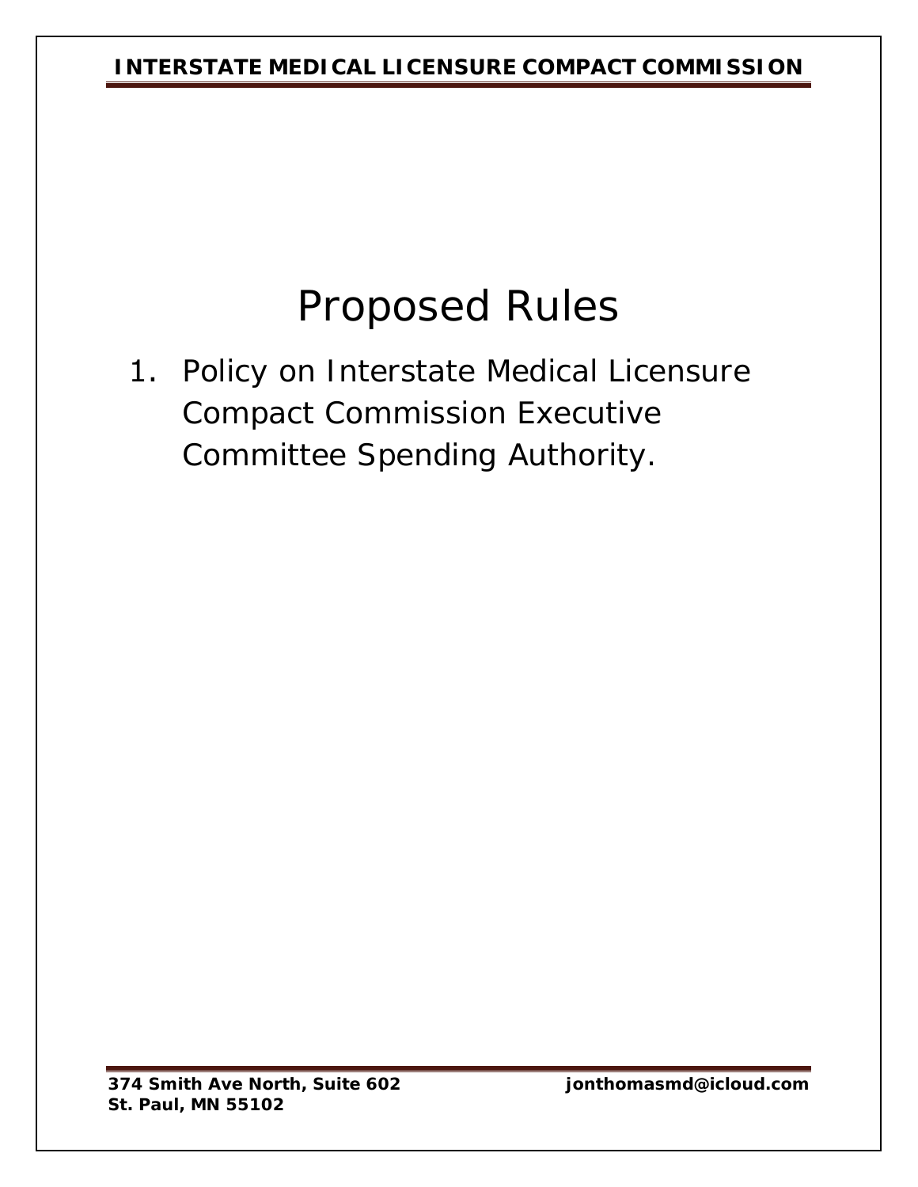# Proposed Rules

1. Policy on Interstate Medical Licensure Compact Commission Executive Committee Spending Authority.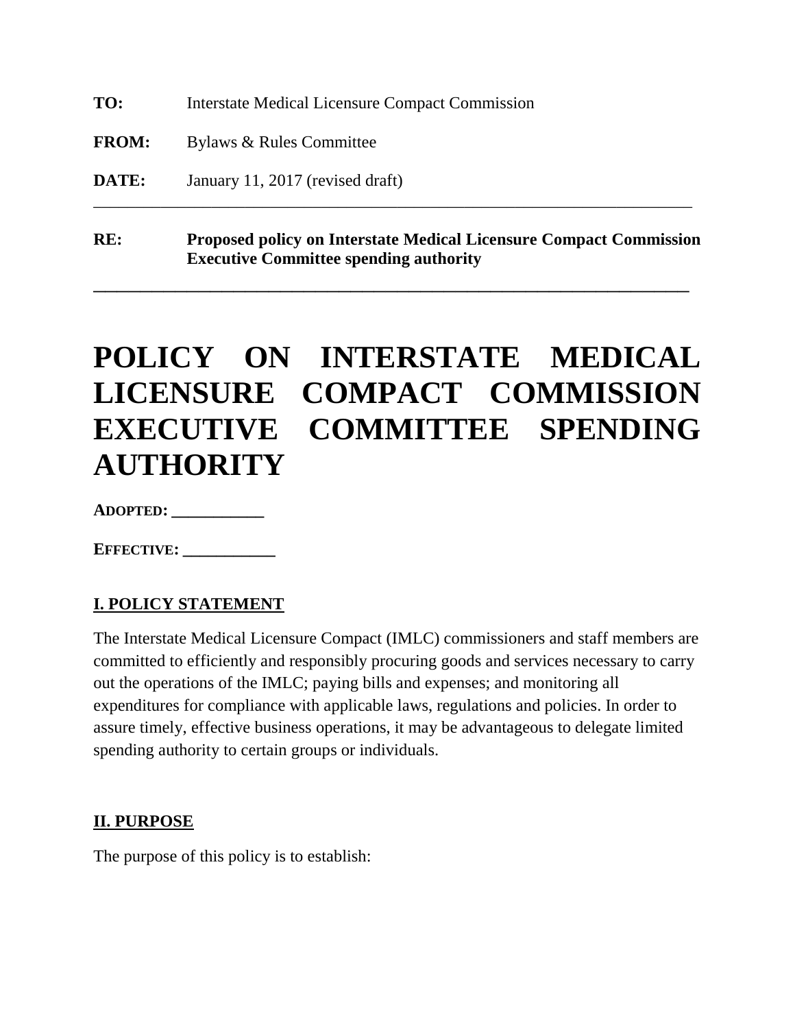**TO:** Interstate Medical Licensure Compact Commission

**FROM:** Bylaws & Rules Committee

**DATE:** January 11, 2017 (revised draft)

---

**RE:** **Proposed policy on Interstate Medical Licensure Compact Commission Executive Committee spending authority**

---

# POLICY ON INTERSTATE MEDICAL LICENSURE COMPACT COMMISSION EXECUTIVE COMMITTEE SPENDING AUTHORITY

**ADOPTED: ___________**

**EFFECTIVE: ___________**

## I. POLICY STATEMENT

The Interstate Medical Licensure Compact (IMLC) commissioners and staff members are committed to efficiently and responsibly procuring goods and services necessary to carry out the operations of the IMLC; paying bills and expenses; and monitoring all expenditures for compliance with applicable laws, regulations and policies. In order to assure timely, effective business operations, it may be advantageous to delegate limited spending authority to certain groups or individuals.

## II. PURPOSE

The purpose of this policy is to establish: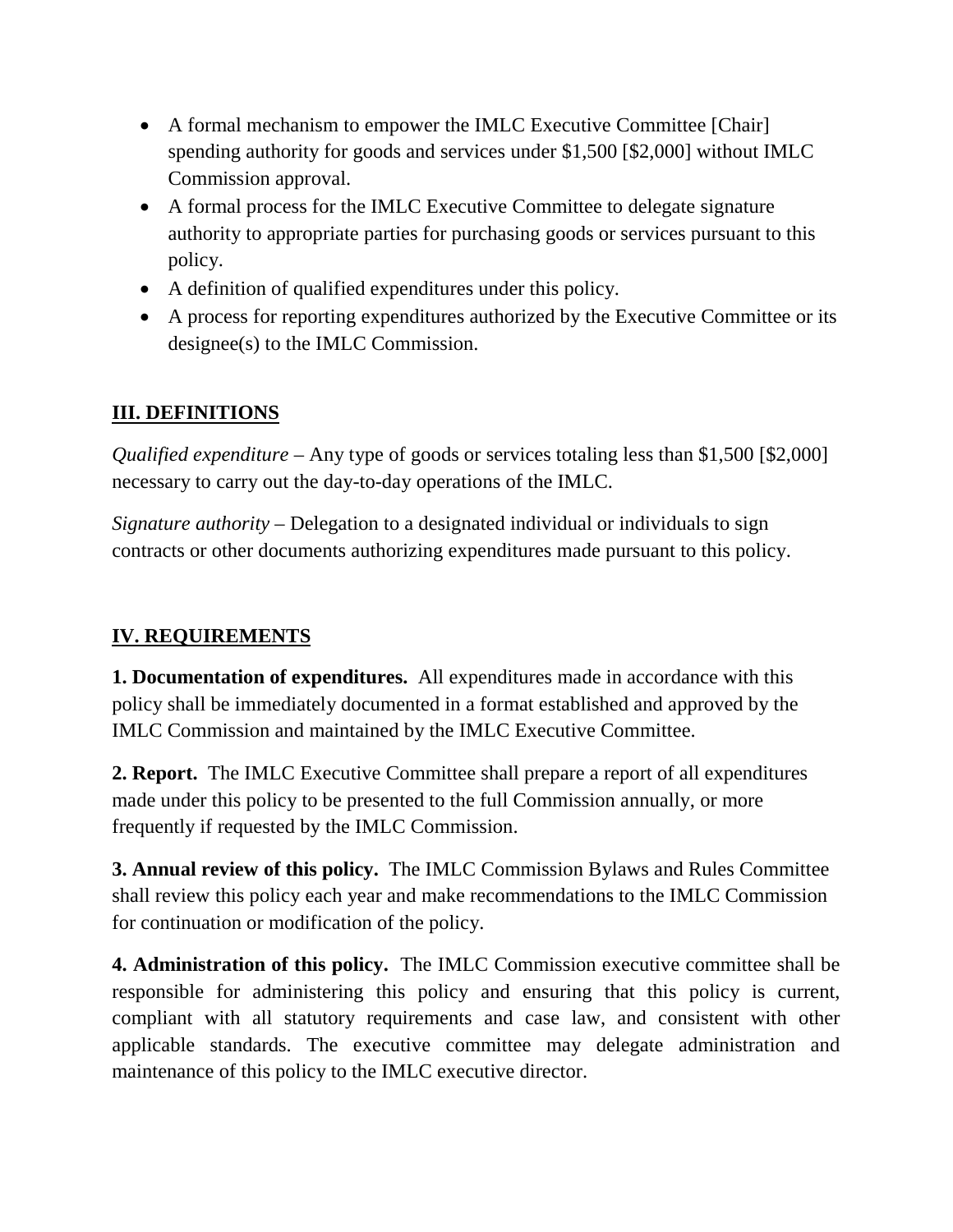- A formal mechanism to empower the IMLC Executive Committee [Chair] spending authority for goods and services under $1,500 [$2,000] without IMLC Commission approval.
- A formal process for the IMLC Executive Committee to delegate signature authority to appropriate parties for purchasing goods or services pursuant to this policy.
- A definition of qualified expenditures under this policy.
- A process for reporting expenditures authorized by the Executive Committee or its designee(s) to the IMLC Commission.

## III. DEFINITIONS

*Qualified expenditure* – Any type of goods or services totaling less than $1,500 [$2,000] necessary to carry out the day-to-day operations of the IMLC.

*Signature authority* – Delegation to a designated individual or individuals to sign contracts or other documents authorizing expenditures made pursuant to this policy.

## IV. REQUIREMENTS

**1. Documentation of expenditures.** All expenditures made in accordance with this policy shall be immediately documented in a format established and approved by the IMLC Commission and maintained by the IMLC Executive Committee.

**2. Report.** The IMLC Executive Committee shall prepare a report of all expenditures made under this policy to be presented to the full Commission annually, or more frequently if requested by the IMLC Commission.

**3. Annual review of this policy.** The IMLC Commission Bylaws and Rules Committee shall review this policy each year and make recommendations to the IMLC Commission for continuation or modification of the policy.

**4. Administration of this policy.** The IMLC Commission executive committee shall be responsible for administering this policy and ensuring that this policy is current, compliant with all statutory requirements and case law, and consistent with other applicable standards. The executive committee may delegate administration and maintenance of this policy to the IMLC executive director.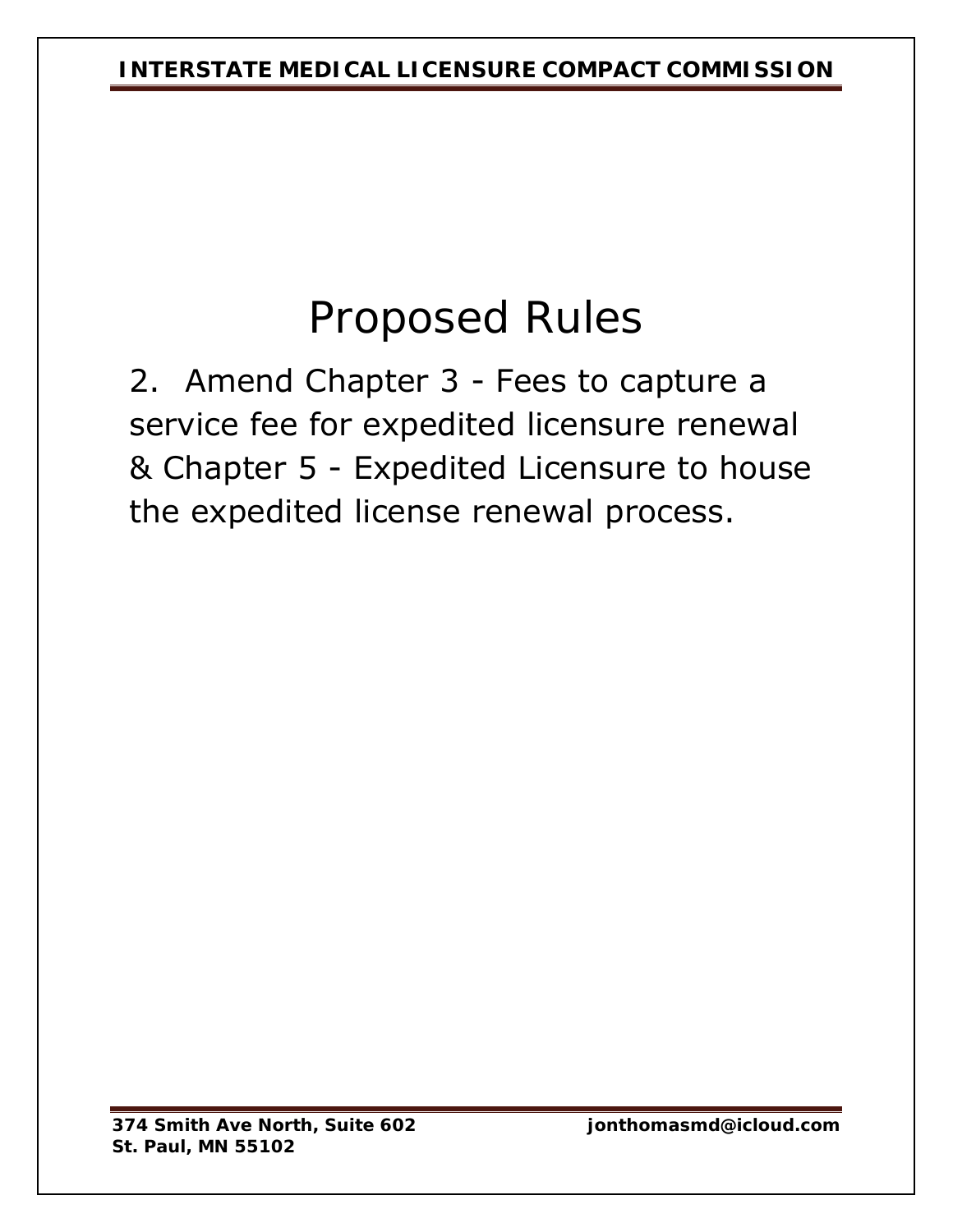# Proposed Rules

2. Amend Chapter 3 - Fees to capture a service fee for expedited licensure renewal & Chapter 5 - Expedited Licensure to house the expedited license renewal process.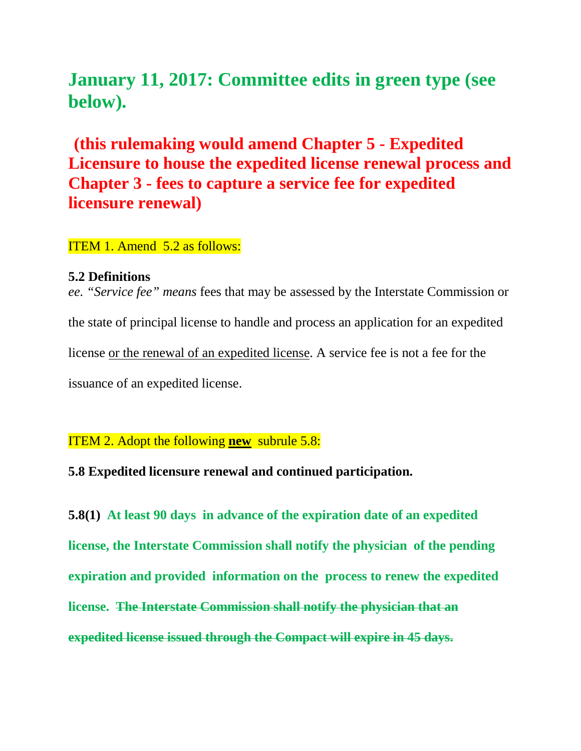# January 11, 2017: Committee edits in green type (see below).

## (this rulemaking would amend Chapter 5 - Expedited Licensure to house the expedited license renewal process and Chapter 3 - fees to capture a service fee for expedited licensure renewal)

ITEM 1. Amend 5.2 as follows:

**5.2 Definitions**

*ee. "Service fee" means* fees that may be assessed by the Interstate Commission or the state of principal license to handle and process an application for an expedited license <u>or the renewal of an expedited license</u>. A service fee is not a fee for the issuance of an expedited license.

ITEM 2. Adopt the following <u>**new**</u> subrule 5.8:

**5.8 Expedited licensure renewal and continued participation.**

**5.8(1)** **At least 90 days in advance of the expiration date of an expedited license, the Interstate Commission shall notify the physician of the pending expiration and provided information on the process to renew the expedited license.** ~~**The Interstate Commission shall notify the physician that an expedited license issued through the Compact will expire in 45 days.**~~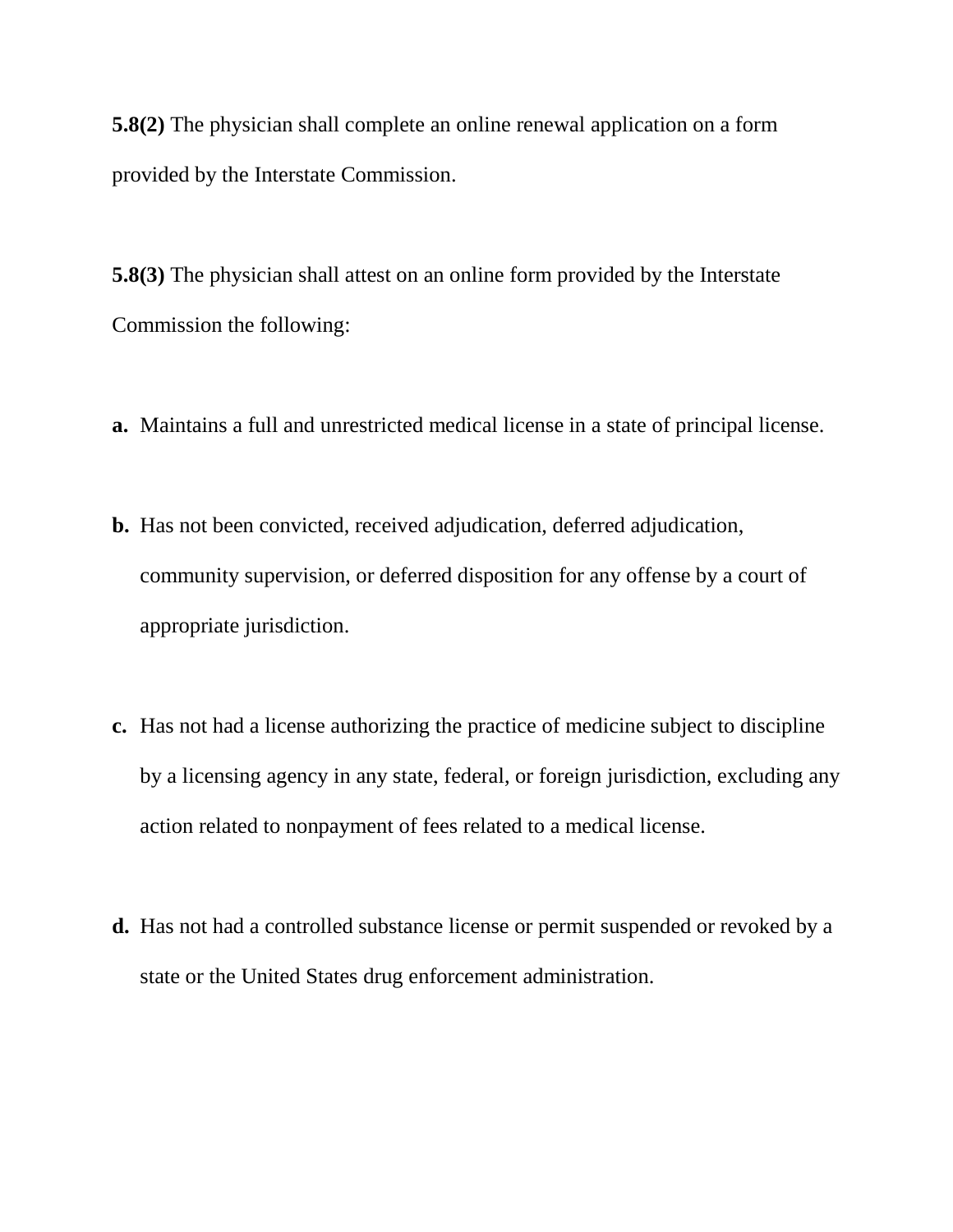**5.8(2)** The physician shall complete an online renewal application on a form provided by the Interstate Commission.

**5.8(3)** The physician shall attest on an online form provided by the Interstate Commission the following:

**a.** Maintains a full and unrestricted medical license in a state of principal license.

**b.** Has not been convicted, received adjudication, deferred adjudication, community supervision, or deferred disposition for any offense by a court of appropriate jurisdiction.

**c.** Has not had a license authorizing the practice of medicine subject to discipline by a licensing agency in any state, federal, or foreign jurisdiction, excluding any action related to nonpayment of fees related to a medical license.

**d.** Has not had a controlled substance license or permit suspended or revoked by a state or the United States drug enforcement administration.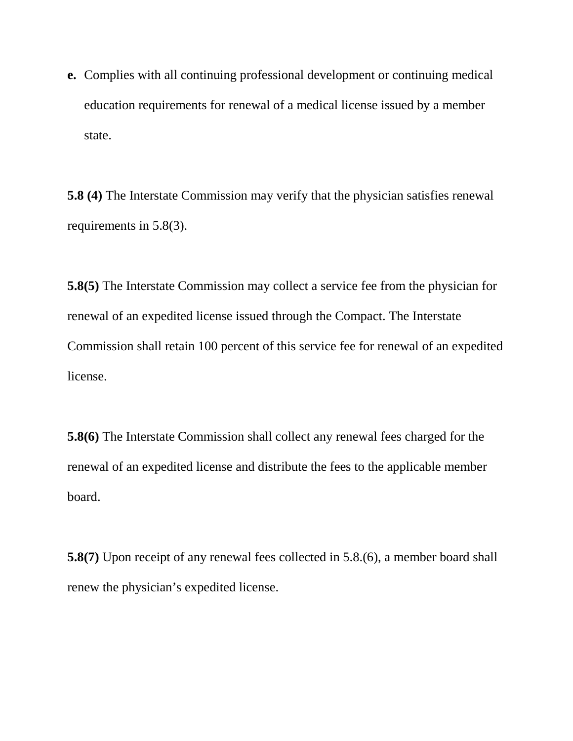**e.** Complies with all continuing professional development or continuing medical education requirements for renewal of a medical license issued by a member state.

**5.8 (4)** The Interstate Commission may verify that the physician satisfies renewal requirements in 5.8(3).

**5.8(5)** The Interstate Commission may collect a service fee from the physician for renewal of an expedited license issued through the Compact. The Interstate Commission shall retain 100 percent of this service fee for renewal of an expedited license.

**5.8(6)** The Interstate Commission shall collect any renewal fees charged for the renewal of an expedited license and distribute the fees to the applicable member board.

**5.8(7)** Upon receipt of any renewal fees collected in 5.8.(6), a member board shall renew the physician's expedited license.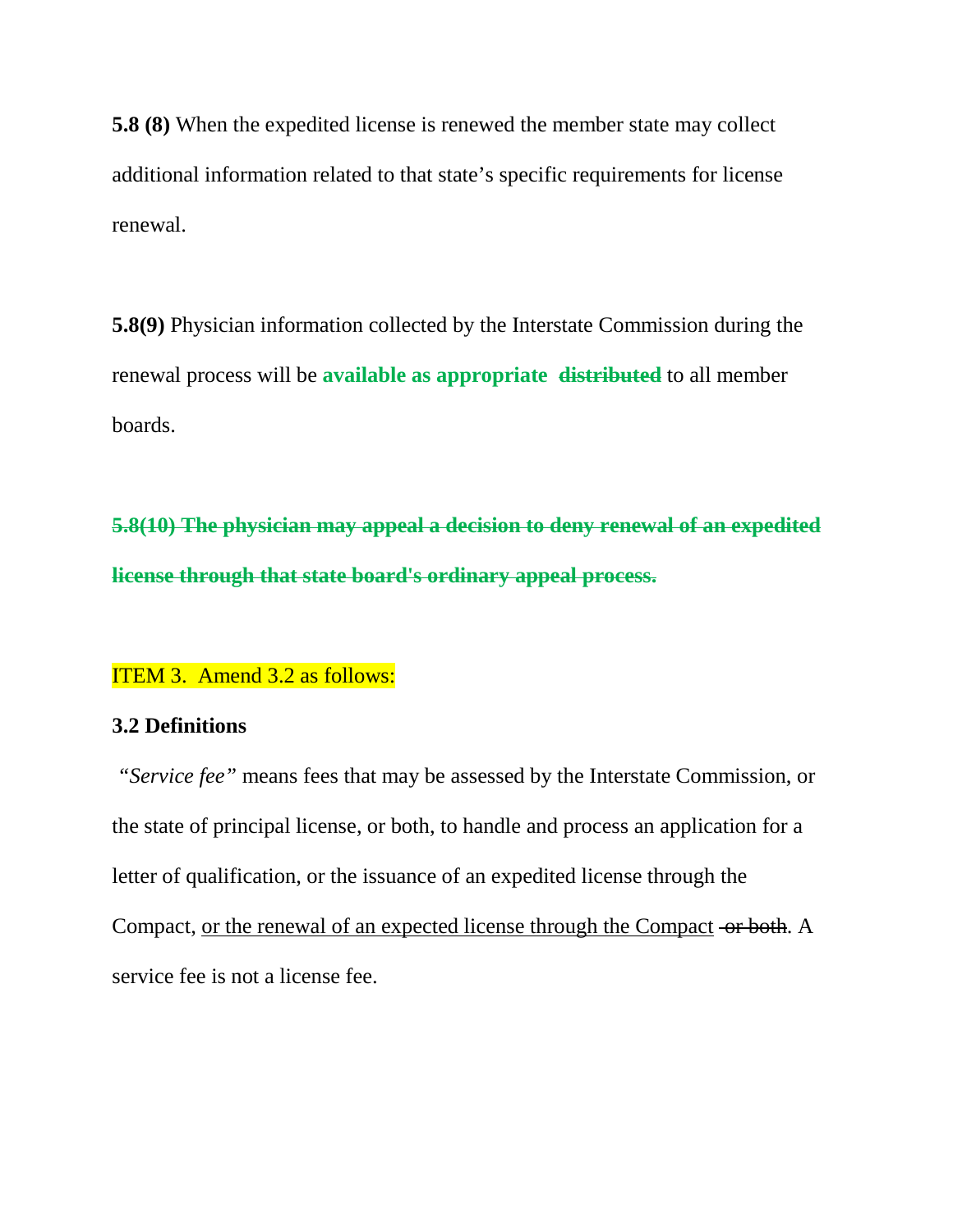**5.8 (8)** When the expedited license is renewed the member state may collect additional information related to that state's specific requirements for license renewal.

**5.8(9)** Physician information collected by the Interstate Commission during the renewal process will be **available as appropriate** ~~**distributed**~~ to all member boards.

~~**5.8(10) The physician may appeal a decision to deny renewal of an expedited license through that state board's ordinary appeal process.**~~

ITEM 3. Amend 3.2 as follows:

**3.2 Definitions**

"*Service fee*" means fees that may be assessed by the Interstate Commission, or the state of principal license, or both, to handle and process an application for a letter of qualification, or the issuance of an expedited license through the Compact, <u>or the renewal of an expected license through the Compact</u> ~~or both~~. A service fee is not a license fee.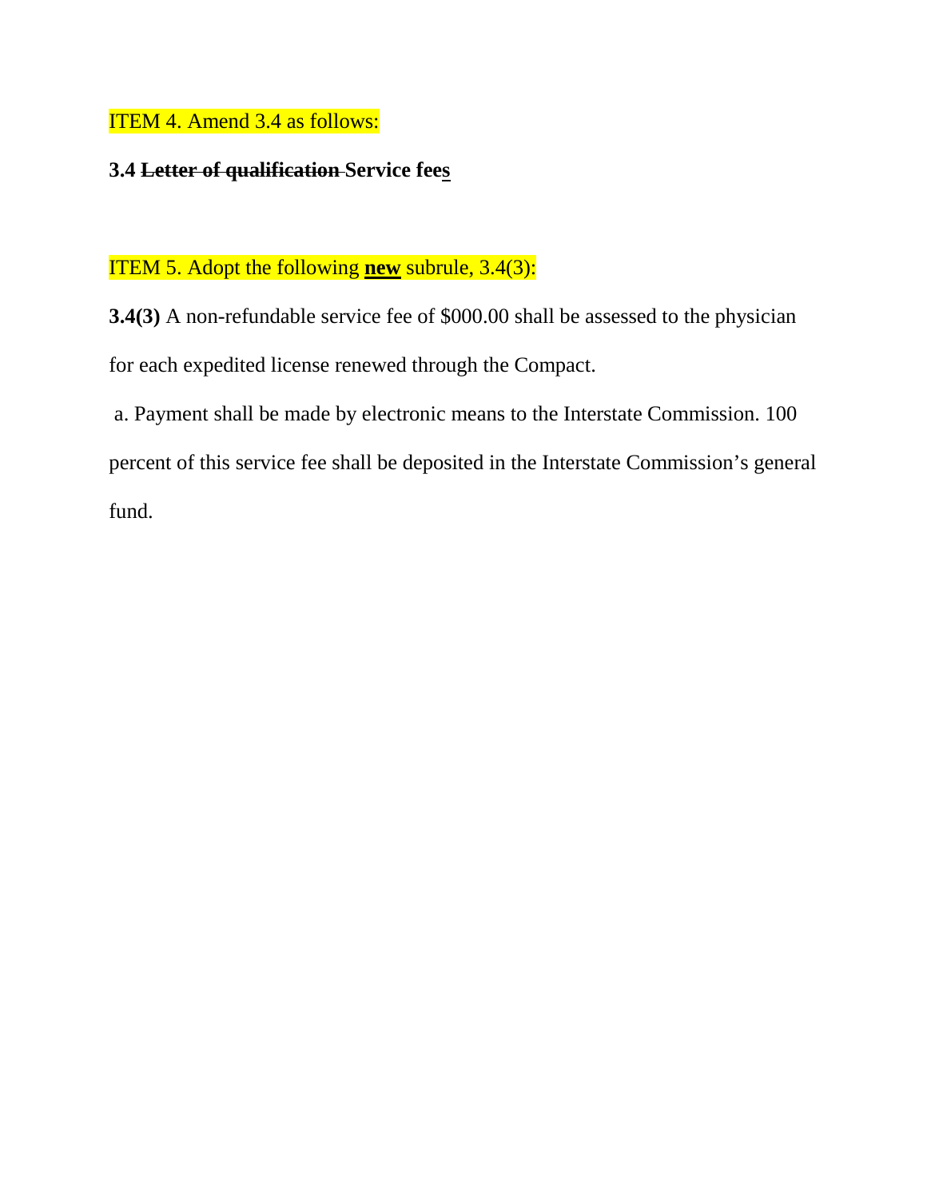ITEM 4. Amend 3.4 as follows:

**3.4 ~~Letter of qualification~~ Service fee<u>s</u>**

ITEM 5. Adopt the following **<u>new</u>** subrule, 3.4(3):

**3.4(3)** A non-refundable service fee of $000.00 shall be assessed to the physician for each expedited license renewed through the Compact.

a. Payment shall be made by electronic means to the Interstate Commission. 100 percent of this service fee shall be deposited in the Interstate Commission's general fund.